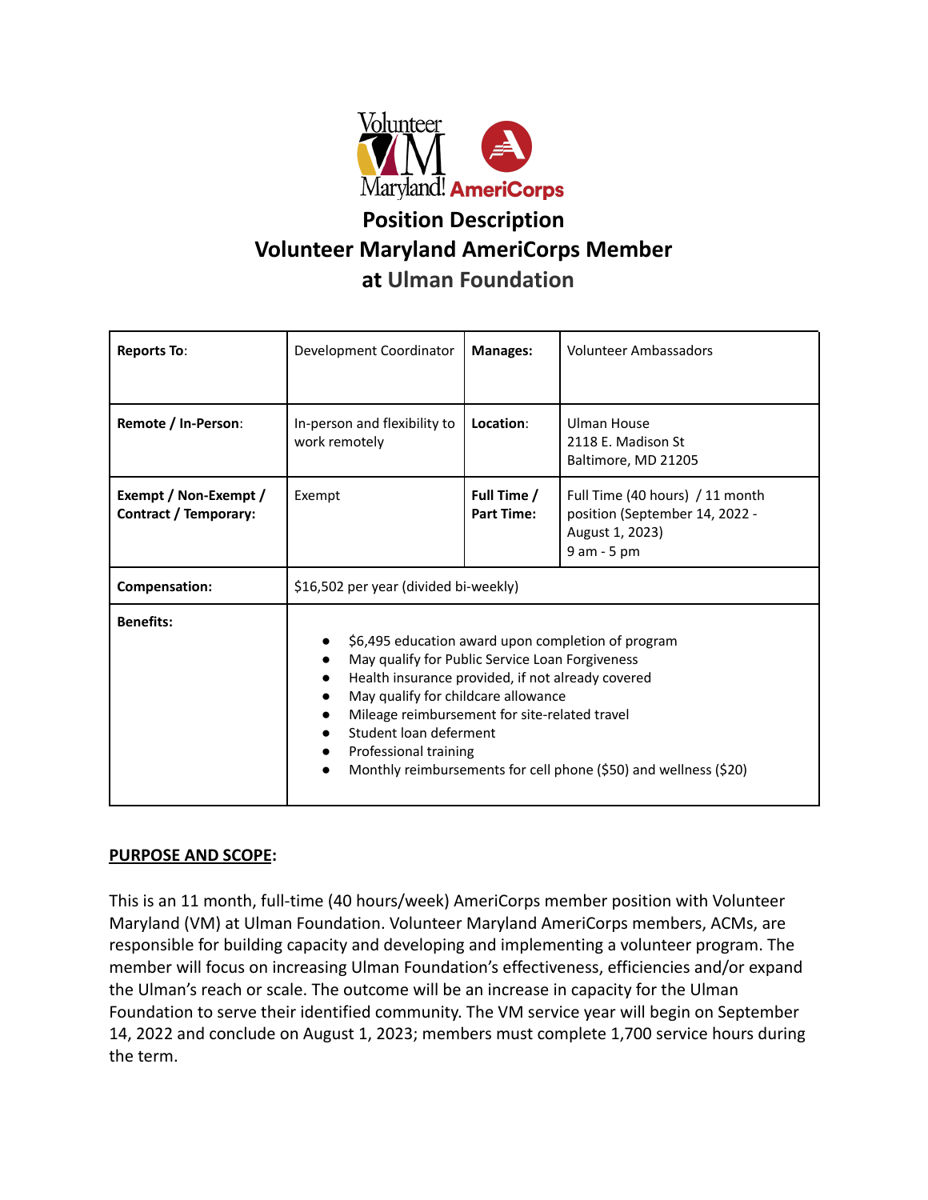# Position Description
# Volunteer Maryland AmeriCorps Member
# at Ulman Foundation

| **Reports To**: | Development Coordinator | **Manages:** | Volunteer Ambassadors |
|---|---|---|---|
| **Remote / In-Person**: | In-person and flexibility to work remotely | **Location**: | Ulman House<br>2118 E. Madison St<br>Baltimore, MD 21205 |
| **Exempt / Non-Exempt / Contract / Temporary:** | Exempt | **Full Time / Part Time:** | Full Time (40 hours) / 11 month position (September 14, 2022 - August 1, 2023)<br>9 am - 5 pm |
| **Compensation:** | $16,502 per year (divided bi-weekly) | | |
| **Benefits:** | • $6,495 education award upon completion of program<br>• May qualify for Public Service Loan Forgiveness<br>• Health insurance provided, if not already covered<br>• May qualify for childcare allowance<br>• Mileage reimbursement for site-related travel<br>• Student loan deferment<br>• Professional training<br>• Monthly reimbursements for cell phone ($50) and wellness ($20) | | |

**PURPOSE AND SCOPE:**

This is an 11 month, full-time (40 hours/week) AmeriCorps member position with Volunteer Maryland (VM) at Ulman Foundation. Volunteer Maryland AmeriCorps members, ACMs, are responsible for building capacity and developing and implementing a volunteer program. The member will focus on increasing Ulman Foundation's effectiveness, efficiencies and/or expand the Ulman's reach or scale. The outcome will be an increase in capacity for the Ulman Foundation to serve their identified community. The VM service year will begin on September 14, 2022 and conclude on August 1, 2023; members must complete 1,700 service hours during the term.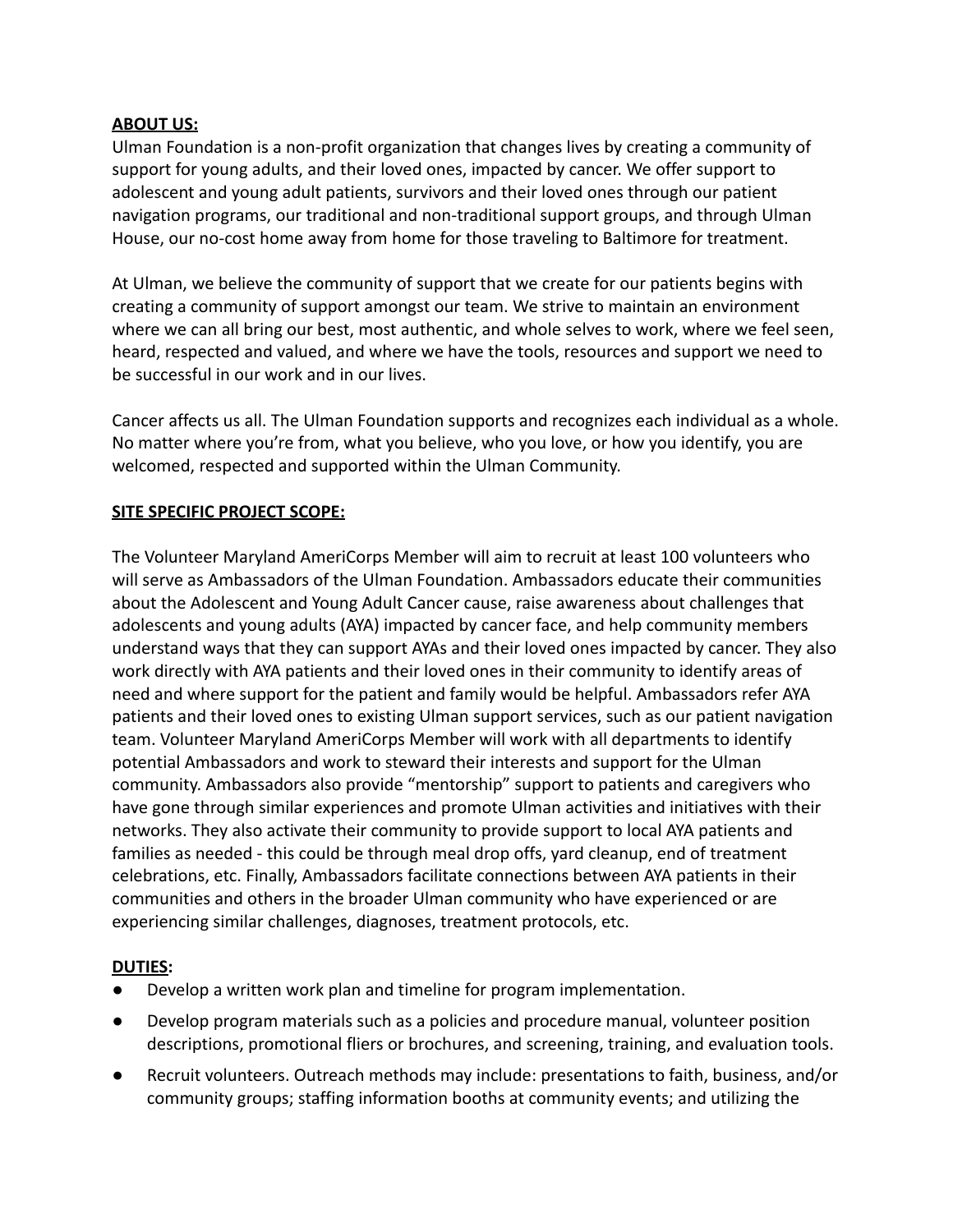**ABOUT US:**

Ulman Foundation is a non-profit organization that changes lives by creating a community of support for young adults, and their loved ones, impacted by cancer. We offer support to adolescent and young adult patients, survivors and their loved ones through our patient navigation programs, our traditional and non-traditional support groups, and through Ulman House, our no-cost home away from home for those traveling to Baltimore for treatment.

At Ulman, we believe the community of support that we create for our patients begins with creating a community of support amongst our team. We strive to maintain an environment where we can all bring our best, most authentic, and whole selves to work, where we feel seen, heard, respected and valued, and where we have the tools, resources and support we need to be successful in our work and in our lives.

Cancer affects us all. The Ulman Foundation supports and recognizes each individual as a whole. No matter where you're from, what you believe, who you love, or how you identify, you are welcomed, respected and supported within the Ulman Community.

**SITE SPECIFIC PROJECT SCOPE:**

The Volunteer Maryland AmeriCorps Member will aim to recruit at least 100 volunteers who will serve as Ambassadors of the Ulman Foundation. Ambassadors educate their communities about the Adolescent and Young Adult Cancer cause, raise awareness about challenges that adolescents and young adults (AYA) impacted by cancer face, and help community members understand ways that they can support AYAs and their loved ones impacted by cancer. They also work directly with AYA patients and their loved ones in their community to identify areas of need and where support for the patient and family would be helpful. Ambassadors refer AYA patients and their loved ones to existing Ulman support services, such as our patient navigation team. Volunteer Maryland AmeriCorps Member will work with all departments to identify potential Ambassadors and work to steward their interests and support for the Ulman community. Ambassadors also provide "mentorship" support to patients and caregivers who have gone through similar experiences and promote Ulman activities and initiatives with their networks. They also activate their community to provide support to local AYA patients and families as needed - this could be through meal drop offs, yard cleanup, end of treatment celebrations, etc. Finally, Ambassadors facilitate connections between AYA patients in their communities and others in the broader Ulman community who have experienced or are experiencing similar challenges, diagnoses, treatment protocols, etc.

**DUTIES:**

- Develop a written work plan and timeline for program implementation.
- Develop program materials such as a policies and procedure manual, volunteer position descriptions, promotional fliers or brochures, and screening, training, and evaluation tools.
- Recruit volunteers. Outreach methods may include: presentations to faith, business, and/or community groups; staffing information booths at community events; and utilizing the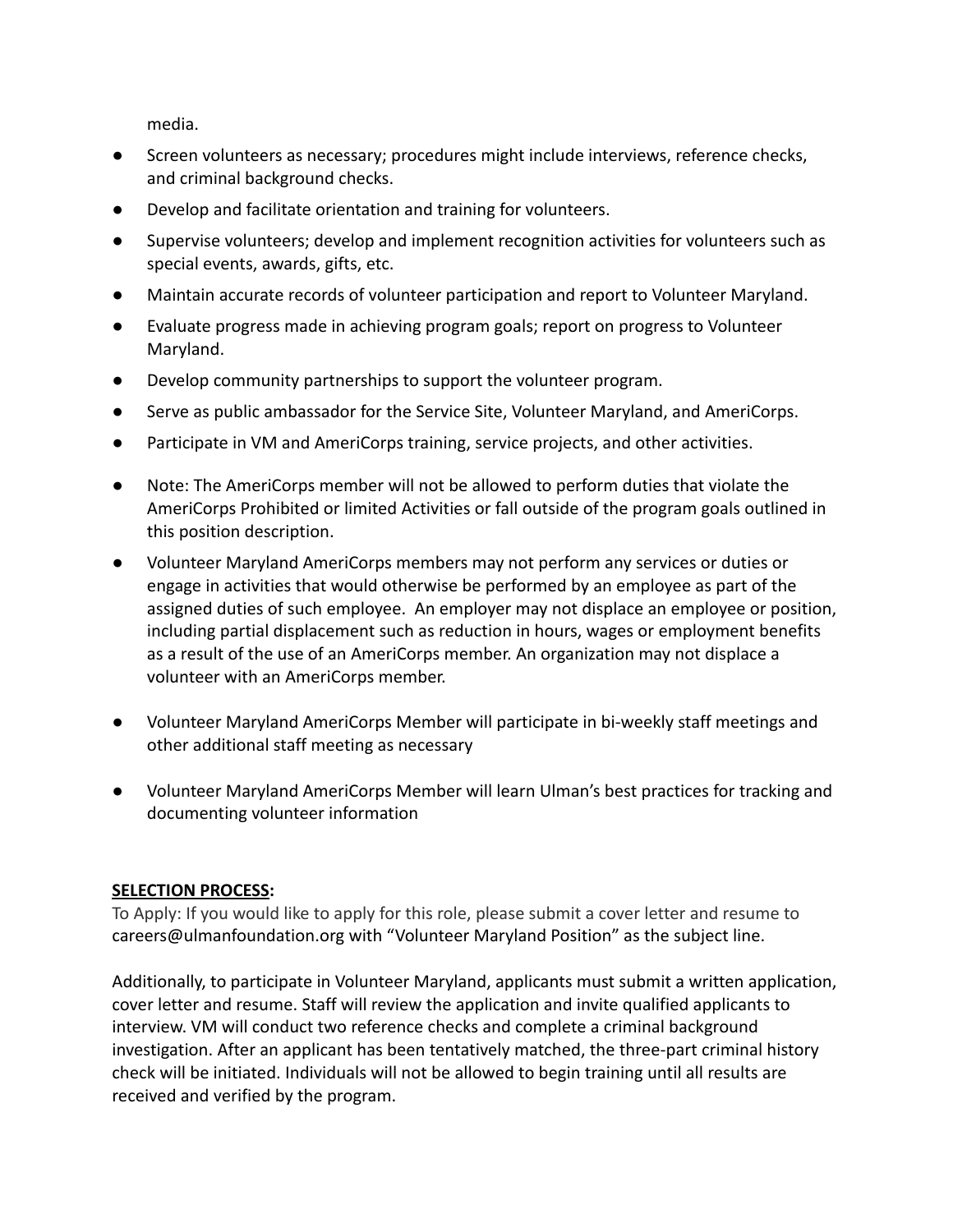media.

- Screen volunteers as necessary; procedures might include interviews, reference checks, and criminal background checks.
- Develop and facilitate orientation and training for volunteers.
- Supervise volunteers; develop and implement recognition activities for volunteers such as special events, awards, gifts, etc.
- Maintain accurate records of volunteer participation and report to Volunteer Maryland.
- Evaluate progress made in achieving program goals; report on progress to Volunteer Maryland.
- Develop community partnerships to support the volunteer program.
- Serve as public ambassador for the Service Site, Volunteer Maryland, and AmeriCorps.
- Participate in VM and AmeriCorps training, service projects, and other activities.
- Note: The AmeriCorps member will not be allowed to perform duties that violate the AmeriCorps Prohibited or limited Activities or fall outside of the program goals outlined in this position description.
- Volunteer Maryland AmeriCorps members may not perform any services or duties or engage in activities that would otherwise be performed by an employee as part of the assigned duties of such employee. An employer may not displace an employee or position, including partial displacement such as reduction in hours, wages or employment benefits as a result of the use of an AmeriCorps member. An organization may not displace a volunteer with an AmeriCorps member.
- Volunteer Maryland AmeriCorps Member will participate in bi-weekly staff meetings and other additional staff meeting as necessary
- Volunteer Maryland AmeriCorps Member will learn Ulman's best practices for tracking and documenting volunteer information

**SELECTION PROCESS:**

To Apply: If you would like to apply for this role, please submit a cover letter and resume to careers@ulmanfoundation.org with "Volunteer Maryland Position" as the subject line.

Additionally, to participate in Volunteer Maryland, applicants must submit a written application, cover letter and resume. Staff will review the application and invite qualified applicants to interview. VM will conduct two reference checks and complete a criminal background investigation. After an applicant has been tentatively matched, the three-part criminal history check will be initiated. Individuals will not be allowed to begin training until all results are received and verified by the program.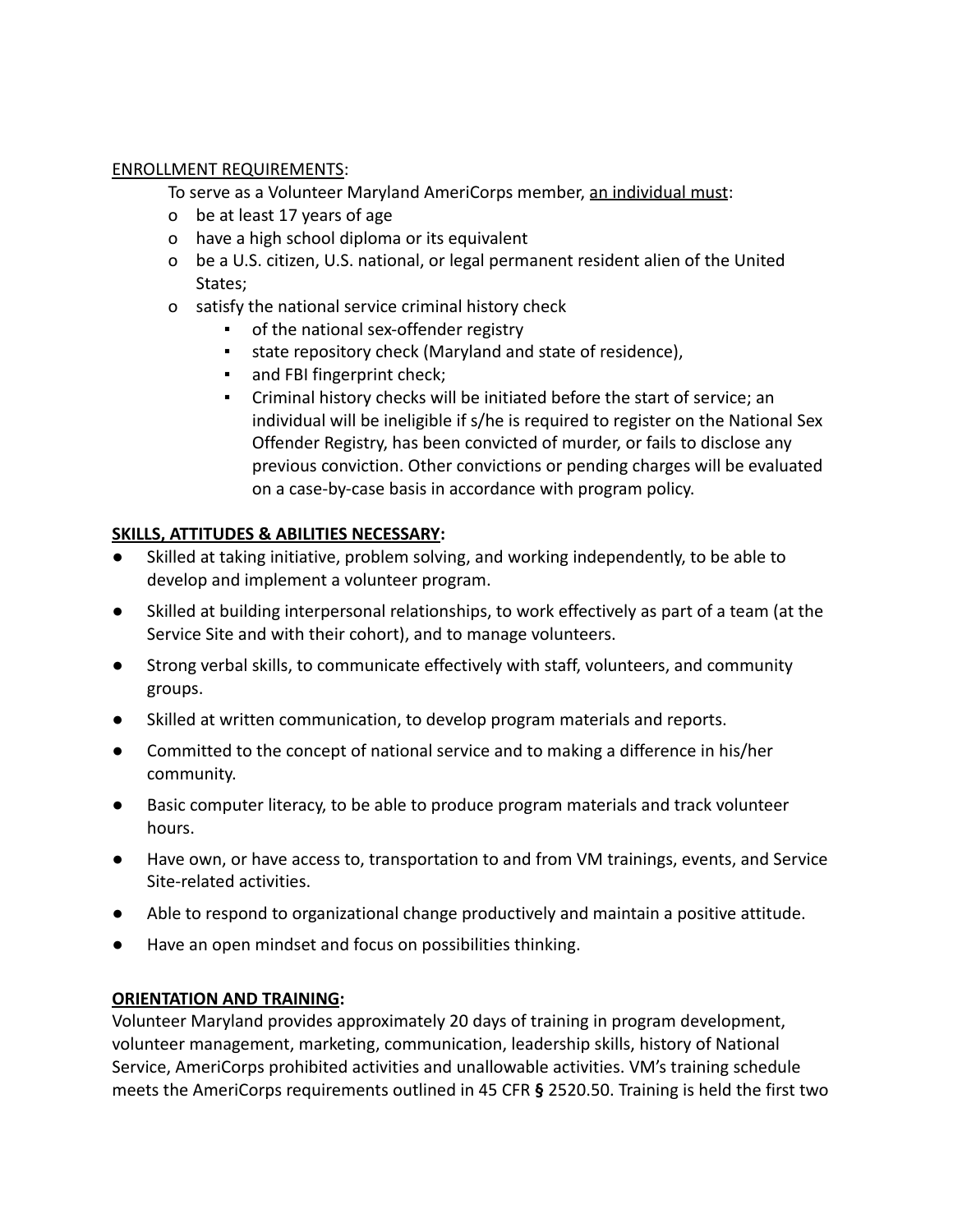ENROLLMENT REQUIREMENTS:

To serve as a Volunteer Maryland AmeriCorps member, an individual must:

- be at least 17 years of age
- have a high school diploma or its equivalent
- be a U.S. citizen, U.S. national, or legal permanent resident alien of the United States;
- satisfy the national service criminal history check
  - of the national sex-offender registry
  - state repository check (Maryland and state of residence),
  - and FBI fingerprint check;
  - Criminal history checks will be initiated before the start of service; an individual will be ineligible if s/he is required to register on the National Sex Offender Registry, has been convicted of murder, or fails to disclose any previous conviction. Other convictions or pending charges will be evaluated on a case-by-case basis in accordance with program policy.

**SKILLS, ATTITUDES & ABILITIES NECESSARY:**

- Skilled at taking initiative, problem solving, and working independently, to be able to develop and implement a volunteer program.
- Skilled at building interpersonal relationships, to work effectively as part of a team (at the Service Site and with their cohort), and to manage volunteers.
- Strong verbal skills, to communicate effectively with staff, volunteers, and community groups.
- Skilled at written communication, to develop program materials and reports.
- Committed to the concept of national service and to making a difference in his/her community.
- Basic computer literacy, to be able to produce program materials and track volunteer hours.
- Have own, or have access to, transportation to and from VM trainings, events, and Service Site-related activities.
- Able to respond to organizational change productively and maintain a positive attitude.
- Have an open mindset and focus on possibilities thinking.

**ORIENTATION AND TRAINING:**

Volunteer Maryland provides approximately 20 days of training in program development, volunteer management, marketing, communication, leadership skills, history of National Service, AmeriCorps prohibited activities and unallowable activities. VM's training schedule meets the AmeriCorps requirements outlined in 45 CFR **§** 2520.50. Training is held the first two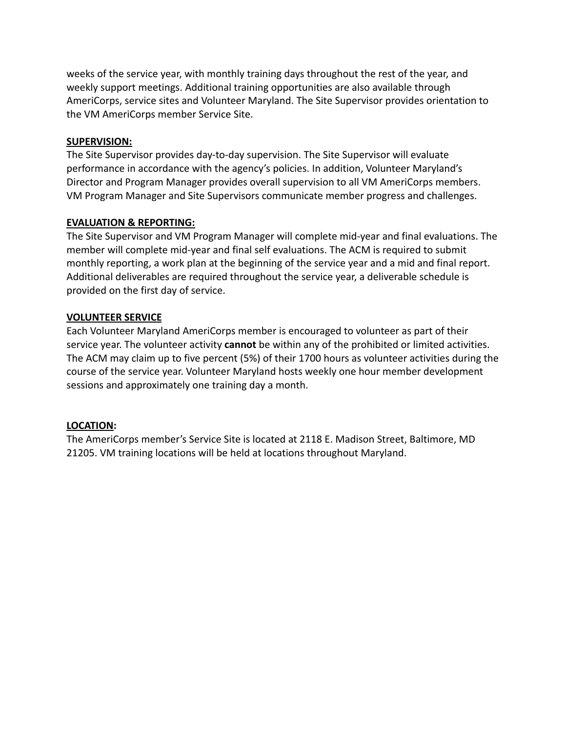weeks of the service year, with monthly training days throughout the rest of the year, and weekly support meetings. Additional training opportunities are also available through AmeriCorps, service sites and Volunteer Maryland. The Site Supervisor provides orientation to the VM AmeriCorps member Service Site.

**SUPERVISION:**

The Site Supervisor provides day-to-day supervision. The Site Supervisor will evaluate performance in accordance with the agency's policies. In addition, Volunteer Maryland's Director and Program Manager provides overall supervision to all VM AmeriCorps members. VM Program Manager and Site Supervisors communicate member progress and challenges.

**EVALUATION & REPORTING:**

The Site Supervisor and VM Program Manager will complete mid-year and final evaluations. The member will complete mid-year and final self evaluations. The ACM is required to submit monthly reporting, a work plan at the beginning of the service year and a mid and final report. Additional deliverables are required throughout the service year, a deliverable schedule is provided on the first day of service.

**VOLUNTEER SERVICE**

Each Volunteer Maryland AmeriCorps member is encouraged to volunteer as part of their service year. The volunteer activity **cannot** be within any of the prohibited or limited activities. The ACM may claim up to five percent (5%) of their 1700 hours as volunteer activities during the course of the service year. Volunteer Maryland hosts weekly one hour member development sessions and approximately one training day a month.

**LOCATION:**

The AmeriCorps member's Service Site is located at 2118 E. Madison Street, Baltimore, MD 21205. VM training locations will be held at locations throughout Maryland.